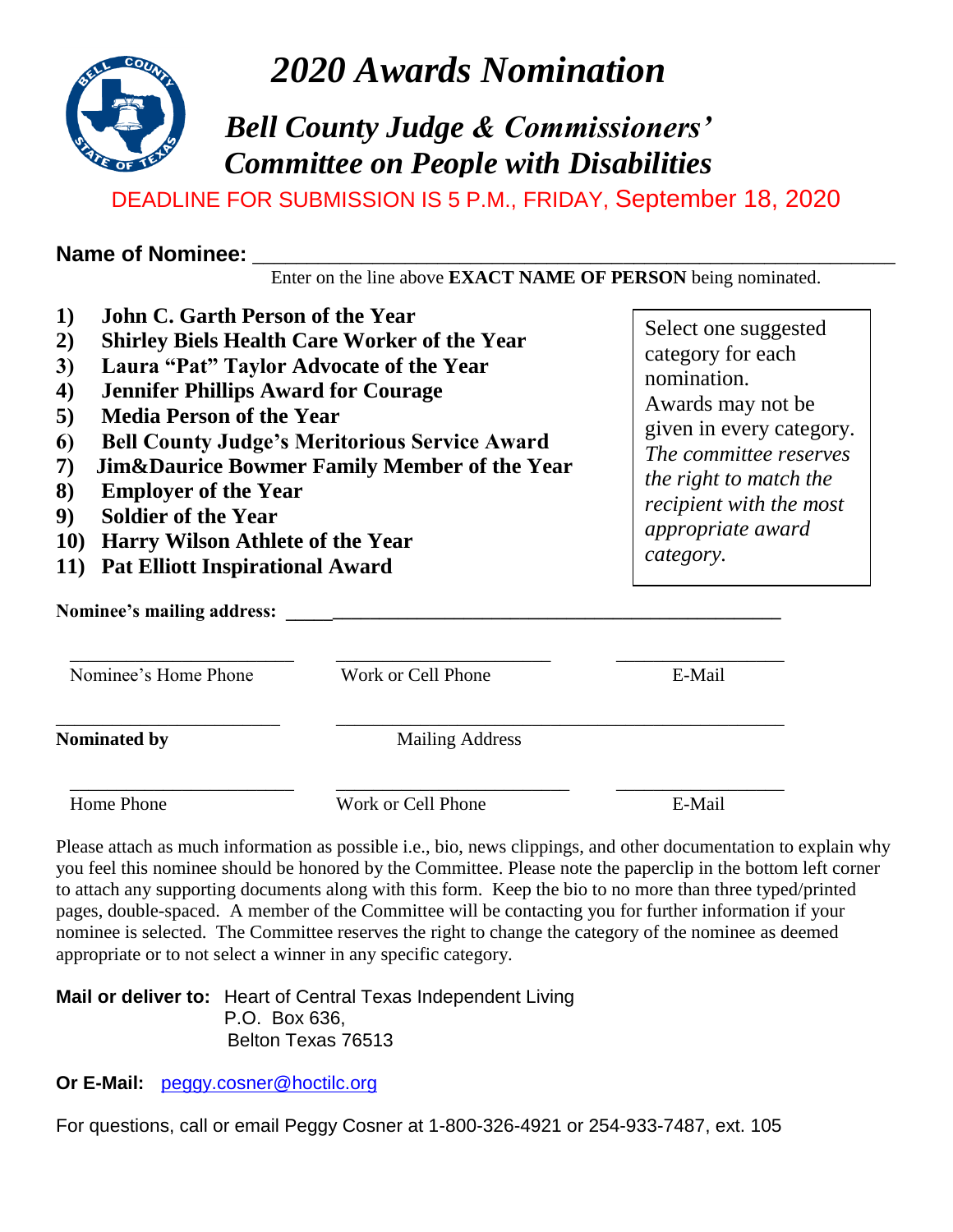# 2020 Awards Nomination

## *Bell County Judge & Commissioners' Committee on People with Disabilities*

DEADLINE FOR SUBMISSION IS 5 P.M., FRIDAY, September 18, 2020

**Name of Nominee:** ____________________________________________

Enter on the line above **EXACT NAME OF PERSON** being nominated.

1) **John C. Garth Person of the Year**
2) **Shirley Biels Health Care Worker of the Year**
3) **Laura "Pat" Taylor Advocate of the Year**
4) **Jennifer Phillips Award for Courage**
5) **Media Person of the Year**
6) **Bell County Judge's Meritorious Service Award**
7) **Jim&Daurice Bowmer Family Member of the Year**
8) **Employer of the Year**
9) **Soldier of the Year**
10) **Harry Wilson Athlete of the Year**
11) **Pat Elliott Inspirational Award**

Select one suggested category for each nomination. Awards may not be given in every category. *The committee reserves the right to match the recipient with the most appropriate award category.*

**Nominee's mailing address:** ______________________________________________

| ______________________ | ______________________ | ______________________ |
|---|---|---|
| Nominee's Home Phone | Work or Cell Phone | E-Mail |

**Nominated by** ______________________ &nbsp;&nbsp; Mailing Address ______________________________________________

| ______________________ | ______________________ | ______________________ |
|---|---|---|
| Home Phone | Work or Cell Phone | E-Mail |

Please attach as much information as possible i.e., bio, news clippings, and other documentation to explain why you feel this nominee should be honored by the Committee. Please note the paperclip in the bottom left corner to attach any supporting documents along with this form. Keep the bio to no more than three typed/printed pages, double-spaced. A member of the Committee will be contacting you for further information if your nominee is selected. The Committee reserves the right to change the category of the nominee as deemed appropriate or to not select a winner in any specific category.

**Mail or deliver to:** Heart of Central Texas Independent Living
P.O. Box 636,
Belton Texas 76513

**Or E-Mail:** peggy.cosner@hoctilc.org

For questions, call or email Peggy Cosner at 1-800-326-4921 or 254-933-7487, ext. 105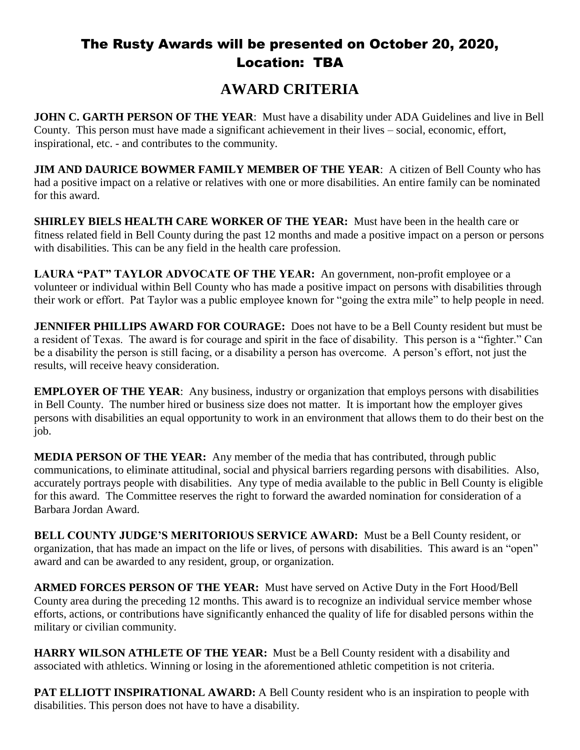## The Rusty Awards will be presented on October 20, 2020, Location: TBA

# AWARD CRITERIA

**JOHN C. GARTH PERSON OF THE YEAR**: Must have a disability under ADA Guidelines and live in Bell County. This person must have made a significant achievement in their lives – social, economic, effort, inspirational, etc. - and contributes to the community.

**JIM AND DAURICE BOWMER FAMILY MEMBER OF THE YEAR**: A citizen of Bell County who has had a positive impact on a relative or relatives with one or more disabilities. An entire family can be nominated for this award.

**SHIRLEY BIELS HEALTH CARE WORKER OF THE YEAR:** Must have been in the health care or fitness related field in Bell County during the past 12 months and made a positive impact on a person or persons with disabilities. This can be any field in the health care profession.

**LAURA "PAT" TAYLOR ADVOCATE OF THE YEAR:** An government, non-profit employee or a volunteer or individual within Bell County who has made a positive impact on persons with disabilities through their work or effort. Pat Taylor was a public employee known for "going the extra mile" to help people in need.

**JENNIFER PHILLIPS AWARD FOR COURAGE:** Does not have to be a Bell County resident but must be a resident of Texas. The award is for courage and spirit in the face of disability. This person is a "fighter." Can be a disability the person is still facing, or a disability a person has overcome. A person's effort, not just the results, will receive heavy consideration.

**EMPLOYER OF THE YEAR**: Any business, industry or organization that employs persons with disabilities in Bell County. The number hired or business size does not matter. It is important how the employer gives persons with disabilities an equal opportunity to work in an environment that allows them to do their best on the job.

**MEDIA PERSON OF THE YEAR:** Any member of the media that has contributed, through public communications, to eliminate attitudinal, social and physical barriers regarding persons with disabilities. Also, accurately portrays people with disabilities. Any type of media available to the public in Bell County is eligible for this award. The Committee reserves the right to forward the awarded nomination for consideration of a Barbara Jordan Award.

**BELL COUNTY JUDGE'S MERITORIOUS SERVICE AWARD:** Must be a Bell County resident, or organization, that has made an impact on the life or lives, of persons with disabilities. This award is an "open" award and can be awarded to any resident, group, or organization.

**ARMED FORCES PERSON OF THE YEAR:** Must have served on Active Duty in the Fort Hood/Bell County area during the preceding 12 months. This award is to recognize an individual service member whose efforts, actions, or contributions have significantly enhanced the quality of life for disabled persons within the military or civilian community.

**HARRY WILSON ATHLETE OF THE YEAR:** Must be a Bell County resident with a disability and associated with athletics. Winning or losing in the aforementioned athletic competition is not criteria.

**PAT ELLIOTT INSPIRATIONAL AWARD:** A Bell County resident who is an inspiration to people with disabilities. This person does not have to have a disability.